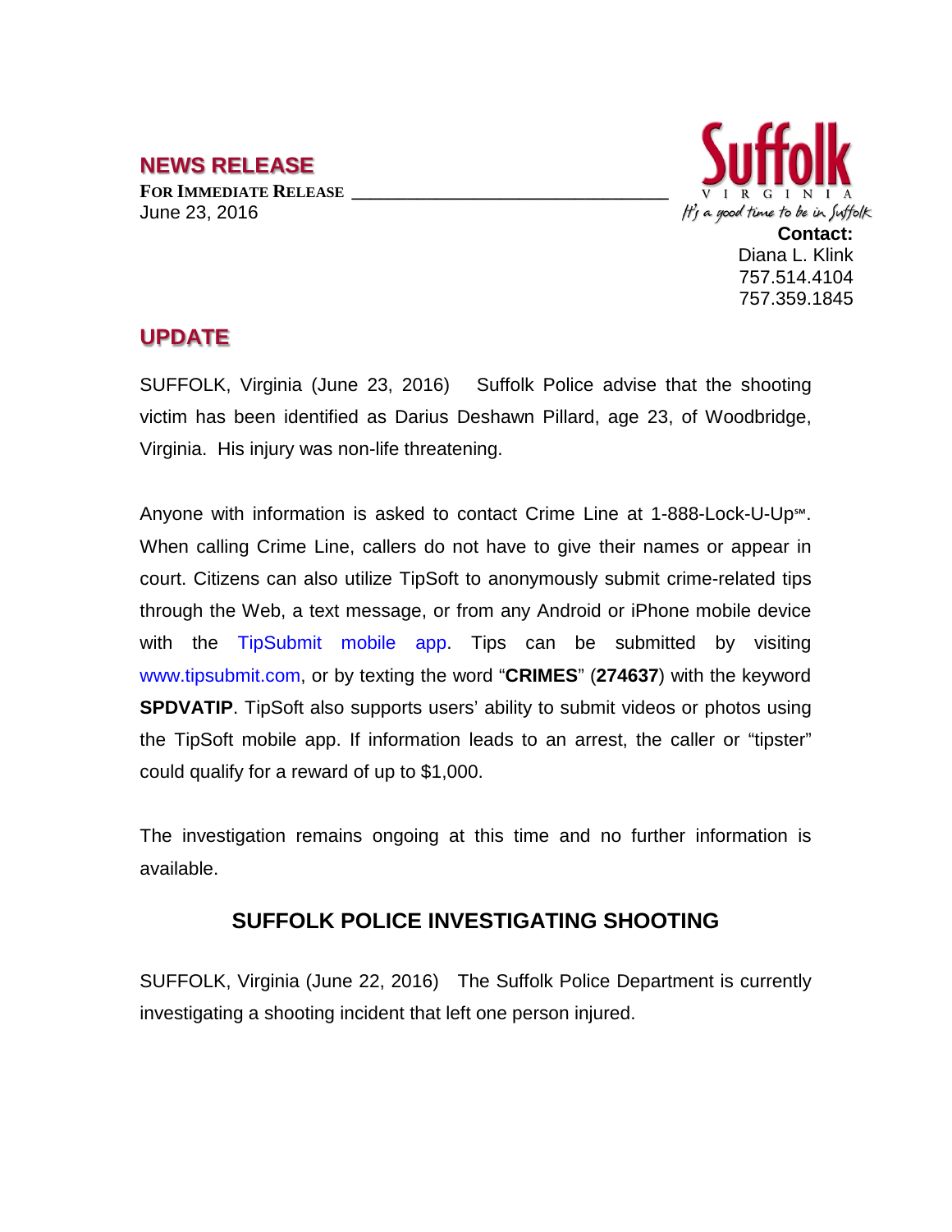## NEWS RELEASE

**FOR IMMEDIATE RELEASE**
June 23, 2016

Suffolk
VIRGINIA
It's a good time to be in Suffolk

**Contact:**
Diana L. Klink
757.514.4104
757.359.1845

## UPDATE

SUFFOLK, Virginia (June 23, 2016) Suffolk Police advise that the shooting victim has been identified as Darius Deshawn Pillard, age 23, of Woodbridge, Virginia. His injury was non-life threatening.

Anyone with information is asked to contact Crime Line at 1-888-Lock-U-Up℠. When calling Crime Line, callers do not have to give their names or appear in court. Citizens can also utilize TipSoft to anonymously submit crime-related tips through the Web, a text message, or from any Android or iPhone mobile device with the TipSubmit mobile app. Tips can be submitted by visiting www.tipsubmit.com, or by texting the word "**CRIMES**" (**274637**) with the keyword **SPDVATIP**. TipSoft also supports users' ability to submit videos or photos using the TipSoft mobile app. If information leads to an arrest, the caller or "tipster" could qualify for a reward of up to $1,000.

The investigation remains ongoing at this time and no further information is available.

## SUFFOLK POLICE INVESTIGATING SHOOTING

SUFFOLK, Virginia (June 22, 2016) The Suffolk Police Department is currently investigating a shooting incident that left one person injured.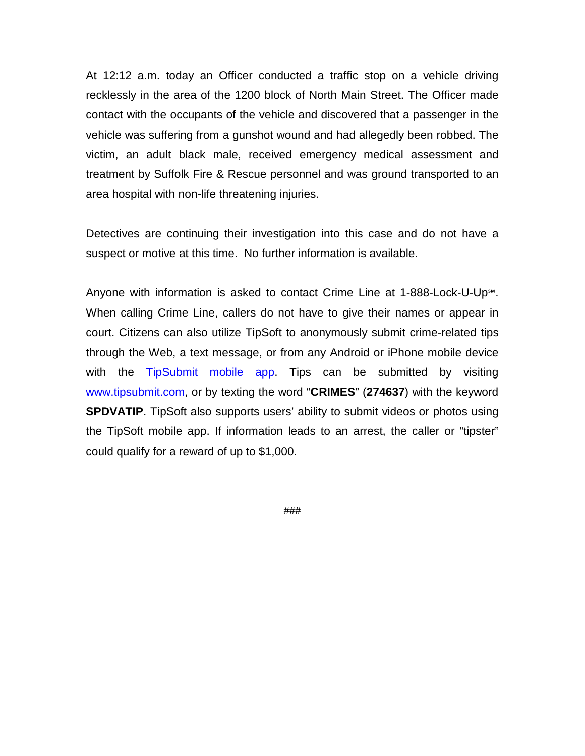At 12:12 a.m. today an Officer conducted a traffic stop on a vehicle driving recklessly in the area of the 1200 block of North Main Street. The Officer made contact with the occupants of the vehicle and discovered that a passenger in the vehicle was suffering from a gunshot wound and had allegedly been robbed. The victim, an adult black male, received emergency medical assessment and treatment by Suffolk Fire & Rescue personnel and was ground transported to an area hospital with non-life threatening injuries.

Detectives are continuing their investigation into this case and do not have a suspect or motive at this time. No further information is available.

Anyone with information is asked to contact Crime Line at 1-888-Lock-U-Up℠. When calling Crime Line, callers do not have to give their names or appear in court. Citizens can also utilize TipSoft to anonymously submit crime-related tips through the Web, a text message, or from any Android or iPhone mobile device with the TipSubmit mobile app. Tips can be submitted by visiting www.tipsubmit.com, or by texting the word "**CRIMES**" (**274637**) with the keyword **SPDVATIP**. TipSoft also supports users' ability to submit videos or photos using the TipSoft mobile app. If information leads to an arrest, the caller or "tipster" could qualify for a reward of up to $1,000.

###